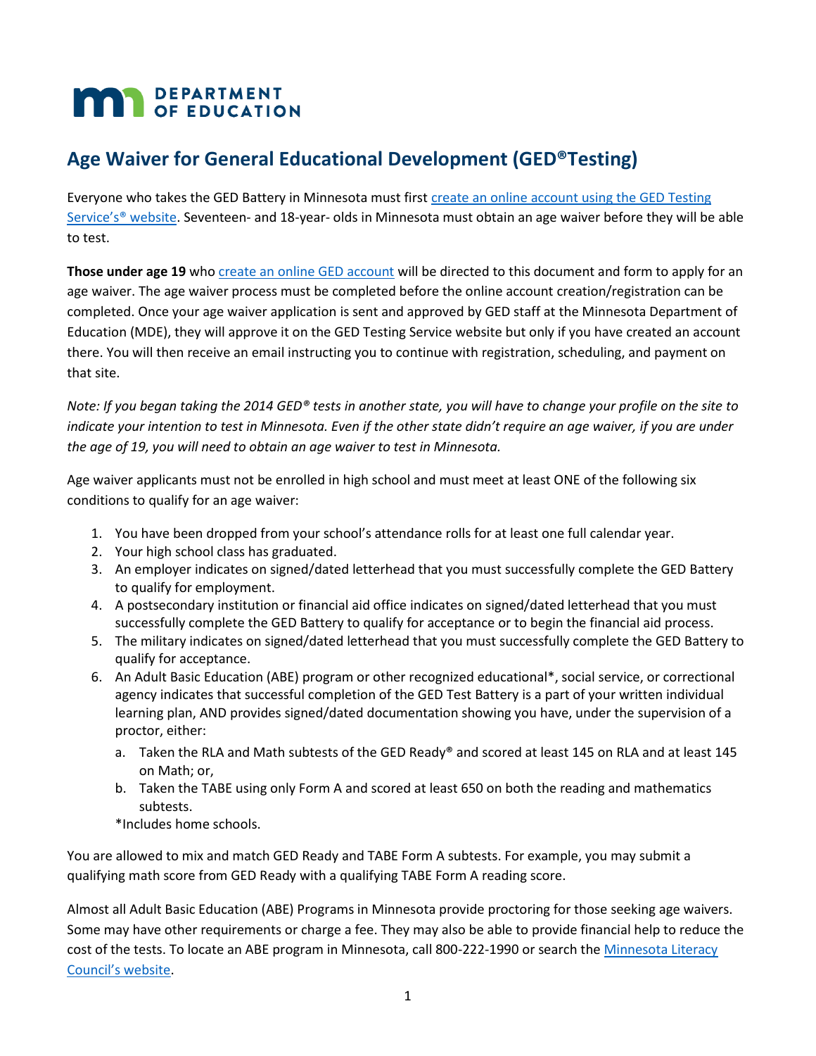# Age Waiver for General Educational Development (GED®Testing)

Everyone who takes the GED Battery in Minnesota must first [create an online account using the GED Testing Service's® website](). Seventeen- and 18-year- olds in Minnesota must obtain an age waiver before they will be able to test.

**Those under age 19** who [create an online GED account]() will be directed to this document and form to apply for an age waiver. The age waiver process must be completed before the online account creation/registration can be completed. Once your age waiver application is sent and approved by GED staff at the Minnesota Department of Education (MDE), they will approve it on the GED Testing Service website but only if you have created an account there. You will then receive an email instructing you to continue with registration, scheduling, and payment on that site.

*Note: If you began taking the 2014 GED® tests in another state, you will have to change your profile on the site to indicate your intention to test in Minnesota. Even if the other state didn't require an age waiver, if you are under the age of 19, you will need to obtain an age waiver to test in Minnesota.*

Age waiver applicants must not be enrolled in high school and must meet at least ONE of the following six conditions to qualify for an age waiver:

1. You have been dropped from your school's attendance rolls for at least one full calendar year.
2. Your high school class has graduated.
3. An employer indicates on signed/dated letterhead that you must successfully complete the GED Battery to qualify for employment.
4. A postsecondary institution or financial aid office indicates on signed/dated letterhead that you must successfully complete the GED Battery to qualify for acceptance or to begin the financial aid process.
5. The military indicates on signed/dated letterhead that you must successfully complete the GED Battery to qualify for acceptance.
6. An Adult Basic Education (ABE) program or other recognized educational*, social service, or correctional agency indicates that successful completion of the GED Test Battery is a part of your written individual learning plan, AND provides signed/dated documentation showing you have, under the supervision of a proctor, either:
   a. Taken the RLA and Math subtests of the GED Ready® and scored at least 145 on RLA and at least 145 on Math; or,
   b. Taken the TABE using only Form A and scored at least 650 on both the reading and mathematics subtests.

   *Includes home schools.

You are allowed to mix and match GED Ready and TABE Form A subtests. For example, you may submit a qualifying math score from GED Ready with a qualifying TABE Form A reading score.

Almost all Adult Basic Education (ABE) Programs in Minnesota provide proctoring for those seeking age waivers. Some may have other requirements or charge a fee. They may also be able to provide financial help to reduce the cost of the tests. To locate an ABE program in Minnesota, call 800-222-1990 or search the [Minnesota Literacy Council's website]().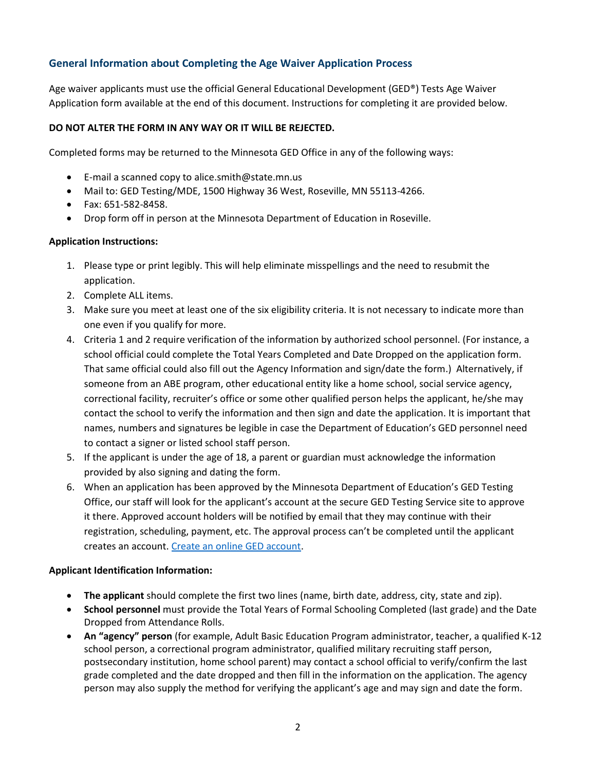## General Information about Completing the Age Waiver Application Process

Age waiver applicants must use the official General Educational Development (GED®) Tests Age Waiver Application form available at the end of this document. Instructions for completing it are provided below.

**DO NOT ALTER THE FORM IN ANY WAY OR IT WILL BE REJECTED.**

Completed forms may be returned to the Minnesota GED Office in any of the following ways:

- E-mail a scanned copy to alice.smith@state.mn.us
- Mail to: GED Testing/MDE, 1500 Highway 36 West, Roseville, MN 55113-4266.
- Fax: 651-582-8458.
- Drop form off in person at the Minnesota Department of Education in Roseville.

**Application Instructions:**

1. Please type or print legibly. This will help eliminate misspellings and the need to resubmit the application.
2. Complete ALL items.
3. Make sure you meet at least one of the six eligibility criteria. It is not necessary to indicate more than one even if you qualify for more.
4. Criteria 1 and 2 require verification of the information by authorized school personnel. (For instance, a school official could complete the Total Years Completed and Date Dropped on the application form. That same official could also fill out the Agency Information and sign/date the form.) Alternatively, if someone from an ABE program, other educational entity like a home school, social service agency, correctional facility, recruiter's office or some other qualified person helps the applicant, he/she may contact the school to verify the information and then sign and date the application. It is important that names, numbers and signatures be legible in case the Department of Education's GED personnel need to contact a signer or listed school staff person.
5. If the applicant is under the age of 18, a parent or guardian must acknowledge the information provided by also signing and dating the form.
6. When an application has been approved by the Minnesota Department of Education's GED Testing Office, our staff will look for the applicant's account at the secure GED Testing Service site to approve it there. Approved account holders will be notified by email that they may continue with their registration, scheduling, payment, etc. The approval process can't be completed until the applicant creates an account. Create an online GED account.

**Applicant Identification Information:**

- **The applicant** should complete the first two lines (name, birth date, address, city, state and zip).
- **School personnel** must provide the Total Years of Formal Schooling Completed (last grade) and the Date Dropped from Attendance Rolls.
- **An "agency" person** (for example, Adult Basic Education Program administrator, teacher, a qualified K-12 school person, a correctional program administrator, qualified military recruiting staff person, postsecondary institution, home school parent) may contact a school official to verify/confirm the last grade completed and the date dropped and then fill in the information on the application. The agency person may also supply the method for verifying the applicant's age and may sign and date the form.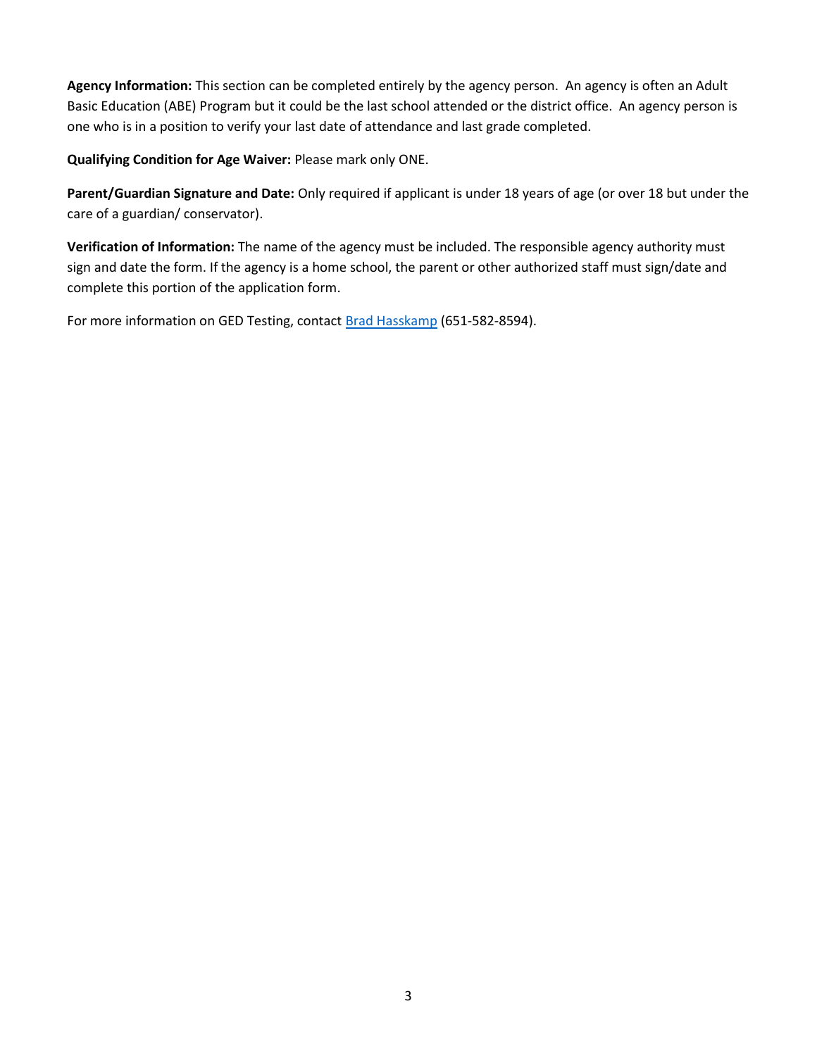**Agency Information:** This section can be completed entirely by the agency person. An agency is often an Adult Basic Education (ABE) Program but it could be the last school attended or the district office. An agency person is one who is in a position to verify your last date of attendance and last grade completed.

**Qualifying Condition for Age Waiver:** Please mark only ONE.

**Parent/Guardian Signature and Date:** Only required if applicant is under 18 years of age (or over 18 but under the care of a guardian/ conservator).

**Verification of Information:** The name of the agency must be included. The responsible agency authority must sign and date the form. If the agency is a home school, the parent or other authorized staff must sign/date and complete this portion of the application form.

For more information on GED Testing, contact Brad Hasskamp (651-582-8594).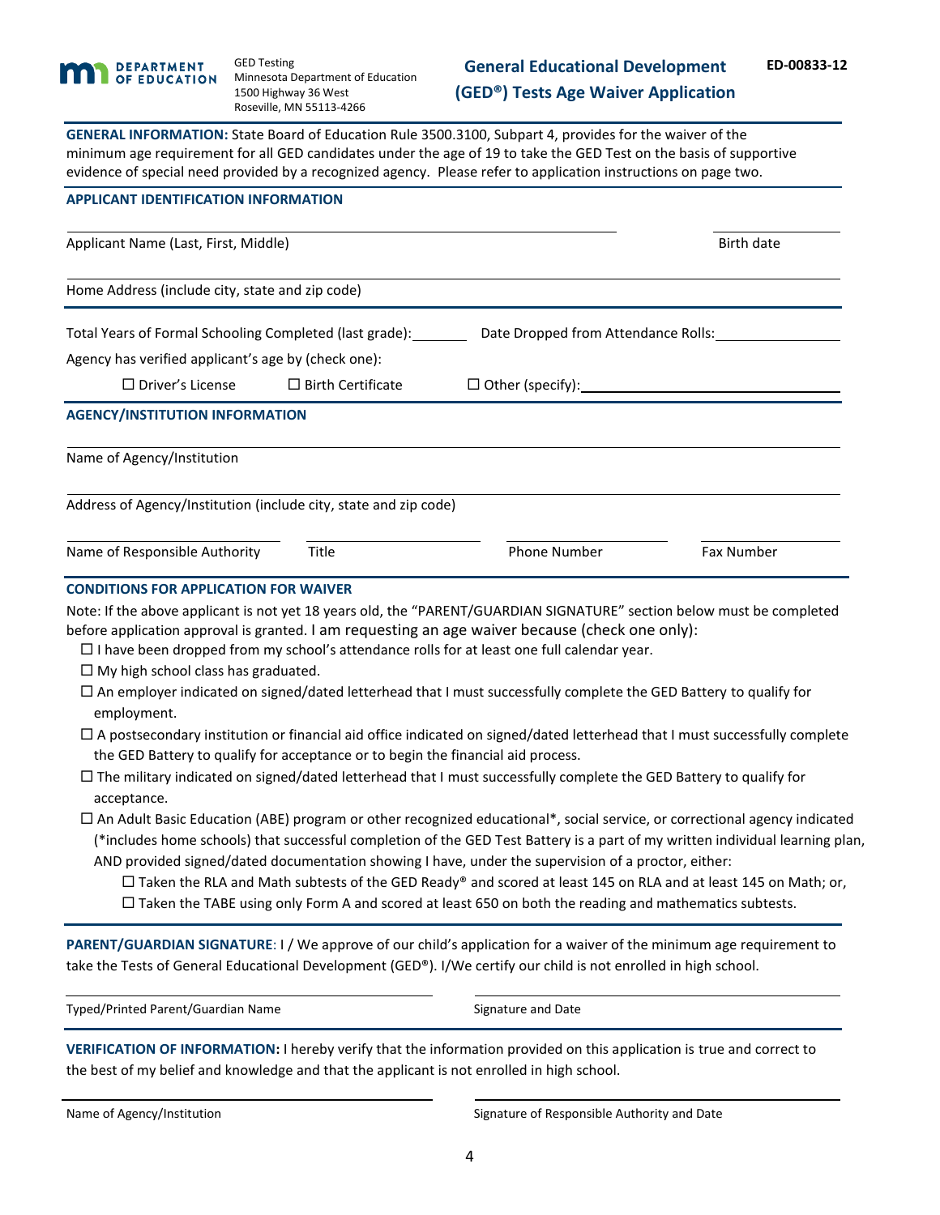DEPARTMENT OF EDUCATION

GED Testing
Minnesota Department of Education
1500 Highway 36 West
Roseville, MN 55113-4266

# General Educational Development (GED®) Tests Age Waiver Application

ED-00833-12

**GENERAL INFORMATION:** State Board of Education Rule 3500.3100, Subpart 4, provides for the waiver of the minimum age requirement for all GED candidates under the age of 19 to take the GED Test on the basis of supportive evidence of special need provided by a recognized agency. Please refer to application instructions on page two.

## APPLICANT IDENTIFICATION INFORMATION

Applicant Name (Last, First, Middle) ______________________ Birth date ______________

Home Address (include city, state and zip code) ______________________

Total Years of Formal Schooling Completed (last grade): ________ Date Dropped from Attendance Rolls: ______________

Agency has verified applicant's age by (check one):

☐ Driver's License ☐ Birth Certificate ☐ Other (specify): ______________

## AGENCY/INSTITUTION INFORMATION

Name of Agency/Institution ______________________

Address of Agency/Institution (include city, state and zip code) ______________________

Name of Responsible Authority ______________ Title ______________ Phone Number ______________ Fax Number ______________

## CONDITIONS FOR APPLICATION FOR WAIVER

Note: If the above applicant is not yet 18 years old, the "PARENT/GUARDIAN SIGNATURE" section below must be completed before application approval is granted. I am requesting an age waiver because (check one only):

- ☐ I have been dropped from my school's attendance rolls for at least one full calendar year.
- ☐ My high school class has graduated.
- ☐ An employer indicated on signed/dated letterhead that I must successfully complete the GED Battery to qualify for employment.
- ☐ A postsecondary institution or financial aid office indicated on signed/dated letterhead that I must successfully complete the GED Battery to qualify for acceptance or to begin the financial aid process.
- ☐ The military indicated on signed/dated letterhead that I must successfully complete the GED Battery to qualify for acceptance.
- ☐ An Adult Basic Education (ABE) program or other recognized educational*, social service, or correctional agency indicated (*includes home schools) that successful completion of the GED Test Battery is a part of my written individual learning plan, AND provided signed/dated documentation showing I have, under the supervision of a proctor, either:
  - ☐ Taken the RLA and Math subtests of the GED Ready® and scored at least 145 on RLA and at least 145 on Math; or,
  - ☐ Taken the TABE using only Form A and scored at least 650 on both the reading and mathematics subtests.

**PARENT/GUARDIAN SIGNATURE**: I / We approve of our child's application for a waiver of the minimum age requirement to take the Tests of General Educational Development (GED®). I/We certify our child is not enrolled in high school.

Typed/Printed Parent/Guardian Name ______________________ Signature and Date ______________________

**VERIFICATION OF INFORMATION:** I hereby verify that the information provided on this application is true and correct to the best of my belief and knowledge and that the applicant is not enrolled in high school.

Name of Agency/Institution ______________________ Signature of Responsible Authority and Date ______________________